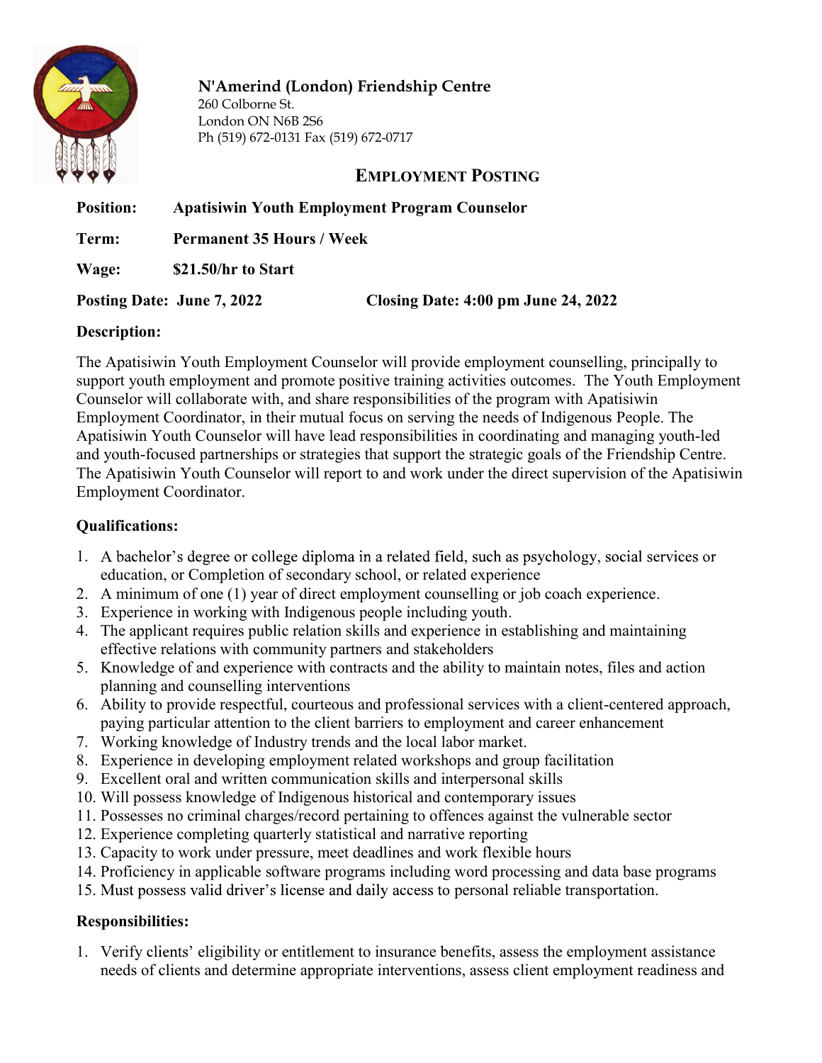**N'Amerind (London) Friendship Centre**
260 Colborne St.
London ON N6B 2S6
Ph (519) 672-0131 Fax (519) 672-0717

## EMPLOYMENT POSTING

**Position:** **Apatisiwin Youth Employment Program Counselor**

**Term:** **Permanent 35 Hours / Week**

**Wage:** **$21.50/hr to Start**

**Posting Date: June 7, 2022** **Closing Date: 4:00 pm June 24, 2022**

### Description:

The Apatisiwin Youth Employment Counselor will provide employment counselling, principally to support youth employment and promote positive training activities outcomes. The Youth Employment Counselor will collaborate with, and share responsibilities of the program with Apatisiwin Employment Coordinator, in their mutual focus on serving the needs of Indigenous People. The Apatisiwin Youth Counselor will have lead responsibilities in coordinating and managing youth-led and youth-focused partnerships or strategies that support the strategic goals of the Friendship Centre. The Apatisiwin Youth Counselor will report to and work under the direct supervision of the Apatisiwin Employment Coordinator.

### Qualifications:

1. A bachelor's degree or college diploma in a related field, such as psychology, social services or education, or Completion of secondary school, or related experience
2. A minimum of one (1) year of direct employment counselling or job coach experience.
3. Experience in working with Indigenous people including youth.
4. The applicant requires public relation skills and experience in establishing and maintaining effective relations with community partners and stakeholders
5. Knowledge of and experience with contracts and the ability to maintain notes, files and action planning and counselling interventions
6. Ability to provide respectful, courteous and professional services with a client-centered approach, paying particular attention to the client barriers to employment and career enhancement
7. Working knowledge of Industry trends and the local labor market.
8. Experience in developing employment related workshops and group facilitation
9. Excellent oral and written communication skills and interpersonal skills
10. Will possess knowledge of Indigenous historical and contemporary issues
11. Possesses no criminal charges/record pertaining to offences against the vulnerable sector
12. Experience completing quarterly statistical and narrative reporting
13. Capacity to work under pressure, meet deadlines and work flexible hours
14. Proficiency in applicable software programs including word processing and data base programs
15. Must possess valid driver's license and daily access to personal reliable transportation.

### Responsibilities:

1. Verify clients' eligibility or entitlement to insurance benefits, assess the employment assistance needs of clients and determine appropriate interventions, assess client employment readiness and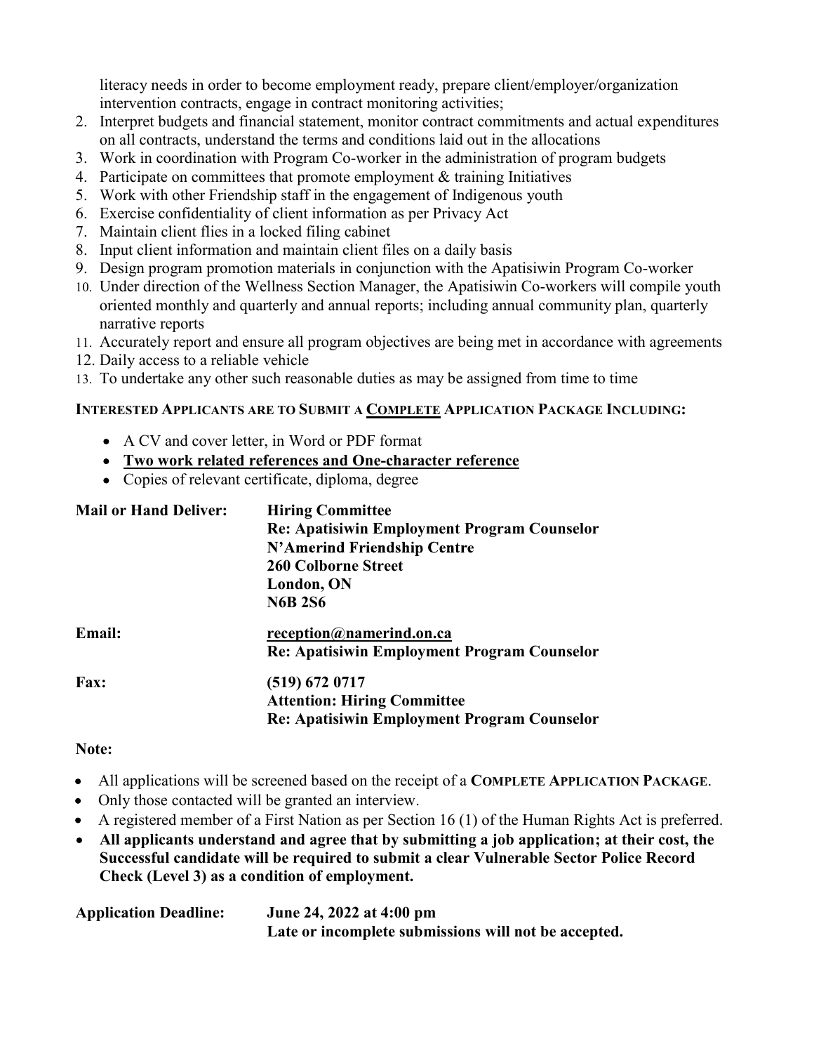literacy needs in order to become employment ready, prepare client/employer/organization intervention contracts, engage in contract monitoring activities;

2. Interpret budgets and financial statement, monitor contract commitments and actual expenditures on all contracts, understand the terms and conditions laid out in the allocations
3. Work in coordination with Program Co-worker in the administration of program budgets
4. Participate on committees that promote employment & training Initiatives
5. Work with other Friendship staff in the engagement of Indigenous youth
6. Exercise confidentiality of client information as per Privacy Act
7. Maintain client flies in a locked filing cabinet
8. Input client information and maintain client files on a daily basis
9. Design program promotion materials in conjunction with the Apatisiwin Program Co-worker
10. Under direction of the Wellness Section Manager, the Apatisiwin Co-workers will compile youth oriented monthly and quarterly and annual reports; including annual community plan, quarterly narrative reports
11. Accurately report and ensure all program objectives are being met in accordance with agreements
12. Daily access to a reliable vehicle
13. To undertake any other such reasonable duties as may be assigned from time to time

**INTERESTED APPLICANTS ARE TO SUBMIT A <u>COMPLETE</u> APPLICATION PACKAGE INCLUDING:**

- A CV and cover letter, in Word or PDF format
- **<u>Two work related references and One-character reference</u>**
- Copies of relevant certificate, diploma, degree

| | |
|---|---|
| **Mail or Hand Deliver:** | **Hiring Committee**<br>**Re: Apatisiwin Employment Program Counselor**<br>**N'Amerind Friendship Centre**<br>**260 Colborne Street**<br>**London, ON**<br>**N6B 2S6** |
| **Email:** | **<u>reception@namerind.on.ca</u>**<br>**Re: Apatisiwin Employment Program Counselor** |
| **Fax:** | **(519) 672 0717**<br>**Attention: Hiring Committee**<br>**Re: Apatisiwin Employment Program Counselor** |

**Note:**

- All applications will be screened based on the receipt of a **COMPLETE APPLICATION PACKAGE**.
- Only those contacted will be granted an interview.
- A registered member of a First Nation as per Section 16 (1) of the Human Rights Act is preferred.
- **All applicants understand and agree that by submitting a job application; at their cost, the Successful candidate will be required to submit a clear Vulnerable Sector Police Record Check (Level 3) as a condition of employment.**

| | |
|---|---|
| **Application Deadline:** | **June 24, 2022 at 4:00 pm**<br>**Late or incomplete submissions will not be accepted.** |